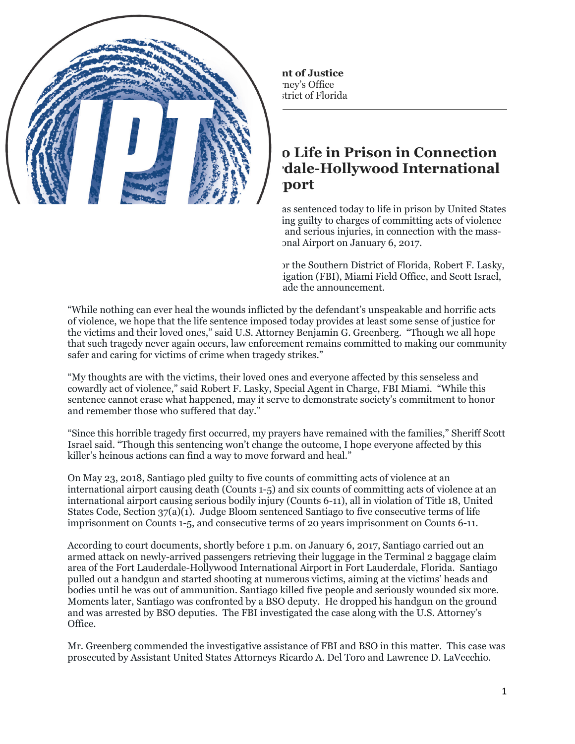**nt of Justice**
ney's Office
strict of Florida

# o Life in Prison in Connection 'dale-Hollywood International port

as sentenced today to life in prison by United States ing guilty to charges of committing acts of violence and serious injuries, in connection with the mass- onal Airport on January 6, 2017.

or the Southern District of Florida, Robert F. Lasky, igation (FBI), Miami Field Office, and Scott Israel, ade the announcement.

"While nothing can ever heal the wounds inflicted by the defendant's unspeakable and horrific acts of violence, we hope that the life sentence imposed today provides at least some sense of justice for the victims and their loved ones," said U.S. Attorney Benjamin G. Greenberg. "Though we all hope that such tragedy never again occurs, law enforcement remains committed to making our community safer and caring for victims of crime when tragedy strikes."

"My thoughts are with the victims, their loved ones and everyone affected by this senseless and cowardly act of violence," said Robert F. Lasky, Special Agent in Charge, FBI Miami. "While this sentence cannot erase what happened, may it serve to demonstrate society's commitment to honor and remember those who suffered that day."

"Since this horrible tragedy first occurred, my prayers have remained with the families," Sheriff Scott Israel said. "Though this sentencing won't change the outcome, I hope everyone affected by this killer's heinous actions can find a way to move forward and heal."

On May 23, 2018, Santiago pled guilty to five counts of committing acts of violence at an international airport causing death (Counts 1-5) and six counts of committing acts of violence at an international airport causing serious bodily injury (Counts 6-11), all in violation of Title 18, United States Code, Section 37(a)(1). Judge Bloom sentenced Santiago to five consecutive terms of life imprisonment on Counts 1-5, and consecutive terms of 20 years imprisonment on Counts 6-11.

According to court documents, shortly before 1 p.m. on January 6, 2017, Santiago carried out an armed attack on newly-arrived passengers retrieving their luggage in the Terminal 2 baggage claim area of the Fort Lauderdale-Hollywood International Airport in Fort Lauderdale, Florida. Santiago pulled out a handgun and started shooting at numerous victims, aiming at the victims' heads and bodies until he was out of ammunition. Santiago killed five people and seriously wounded six more. Moments later, Santiago was confronted by a BSO deputy. He dropped his handgun on the ground and was arrested by BSO deputies. The FBI investigated the case along with the U.S. Attorney's Office.

Mr. Greenberg commended the investigative assistance of FBI and BSO in this matter. This case was prosecuted by Assistant United States Attorneys Ricardo A. Del Toro and Lawrence D. LaVecchio.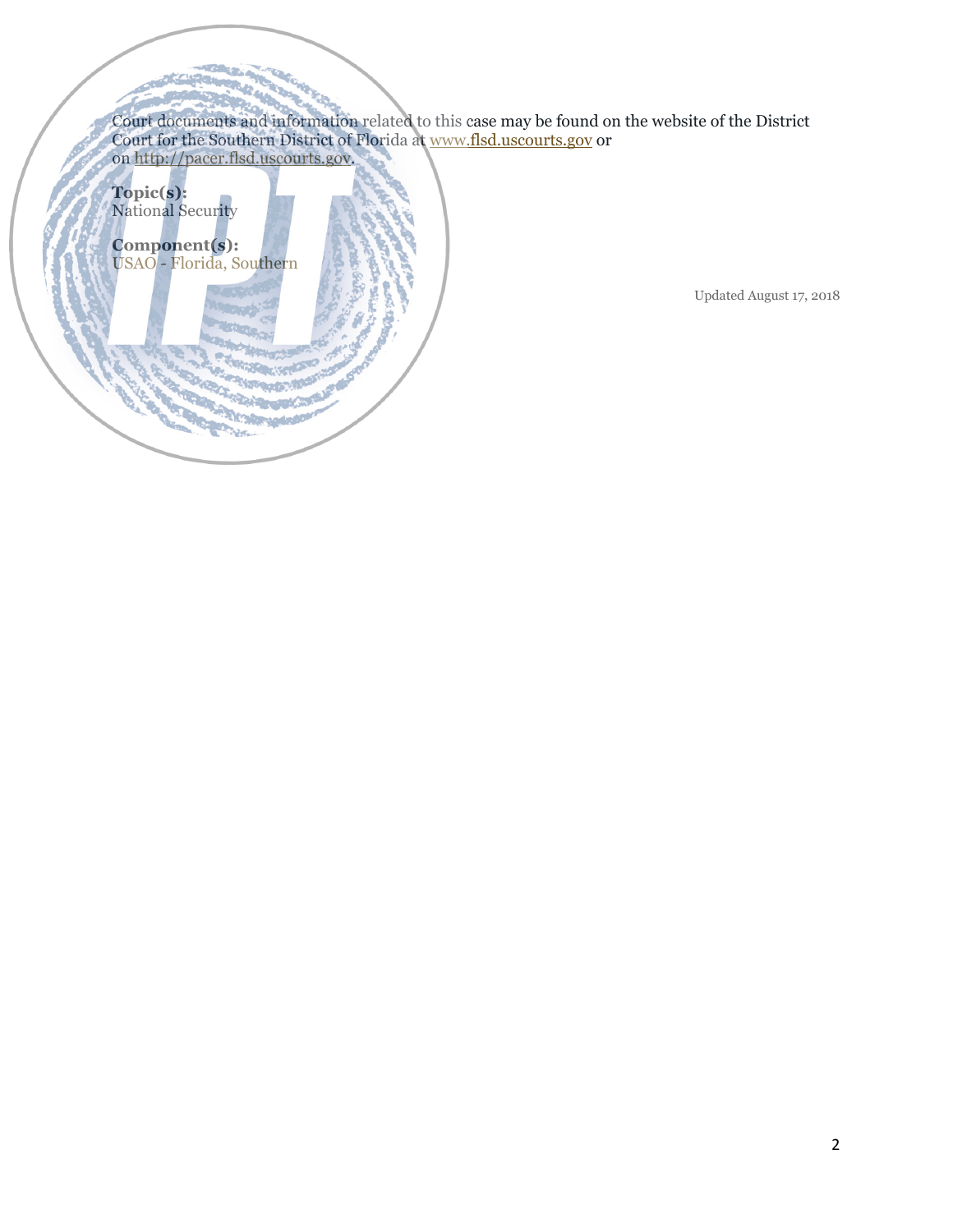Court documents and information related to this case may be found on the website of the District Court for the Southern District of Florida at www.flsd.uscourts.gov or on http://pacer.flsd.uscourts.gov.

**Topic(s):**
National Security

**Component(s):**
USAO - Florida, Southern

Updated August 17, 2018